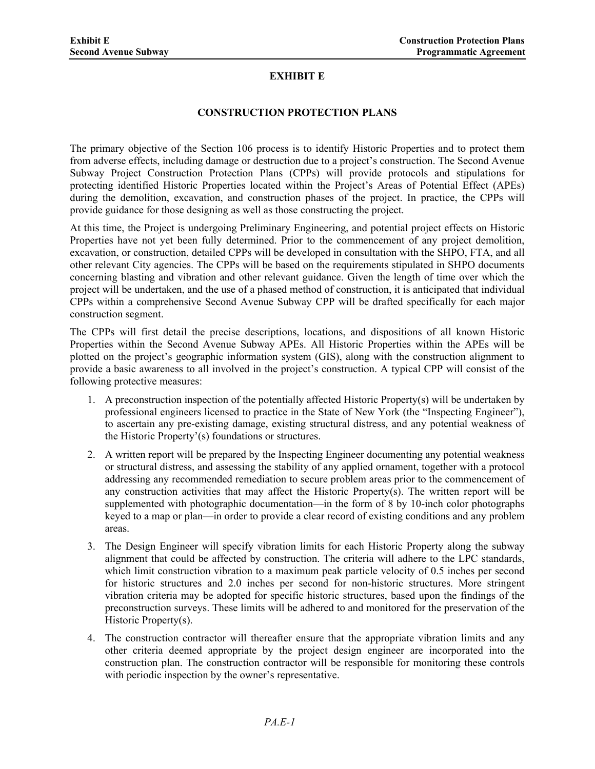# EXHIBIT E

## CONSTRUCTION PROTECTION PLANS

The primary objective of the Section 106 process is to identify Historic Properties and to protect them from adverse effects, including damage or destruction due to a project's construction. The Second Avenue Subway Project Construction Protection Plans (CPPs) will provide protocols and stipulations for protecting identified Historic Properties located within the Project's Areas of Potential Effect (APEs) during the demolition, excavation, and construction phases of the project. In practice, the CPPs will provide guidance for those designing as well as those constructing the project.

At this time, the Project is undergoing Preliminary Engineering, and potential project effects on Historic Properties have not yet been fully determined. Prior to the commencement of any project demolition, excavation, or construction, detailed CPPs will be developed in consultation with the SHPO, FTA, and all other relevant City agencies. The CPPs will be based on the requirements stipulated in SHPO documents concerning blasting and vibration and other relevant guidance. Given the length of time over which the project will be undertaken, and the use of a phased method of construction, it is anticipated that individual CPPs within a comprehensive Second Avenue Subway CPP will be drafted specifically for each major construction segment.

The CPPs will first detail the precise descriptions, locations, and dispositions of all known Historic Properties within the Second Avenue Subway APEs. All Historic Properties within the APEs will be plotted on the project's geographic information system (GIS), along with the construction alignment to provide a basic awareness to all involved in the project's construction. A typical CPP will consist of the following protective measures:

1. A preconstruction inspection of the potentially affected Historic Property(s) will be undertaken by professional engineers licensed to practice in the State of New York (the "Inspecting Engineer"), to ascertain any pre-existing damage, existing structural distress, and any potential weakness of the Historic Property'(s) foundations or structures.

2. A written report will be prepared by the Inspecting Engineer documenting any potential weakness or structural distress, and assessing the stability of any applied ornament, together with a protocol addressing any recommended remediation to secure problem areas prior to the commencement of any construction activities that may affect the Historic Property(s). The written report will be supplemented with photographic documentation—in the form of 8 by 10-inch color photographs keyed to a map or plan—in order to provide a clear record of existing conditions and any problem areas.

3. The Design Engineer will specify vibration limits for each Historic Property along the subway alignment that could be affected by construction. The criteria will adhere to the LPC standards, which limit construction vibration to a maximum peak particle velocity of 0.5 inches per second for historic structures and 2.0 inches per second for non-historic structures. More stringent vibration criteria may be adopted for specific historic structures, based upon the findings of the preconstruction surveys. These limits will be adhered to and monitored for the preservation of the Historic Property(s).

4. The construction contractor will thereafter ensure that the appropriate vibration limits and any other criteria deemed appropriate by the project design engineer are incorporated into the construction plan. The construction contractor will be responsible for monitoring these controls with periodic inspection by the owner's representative.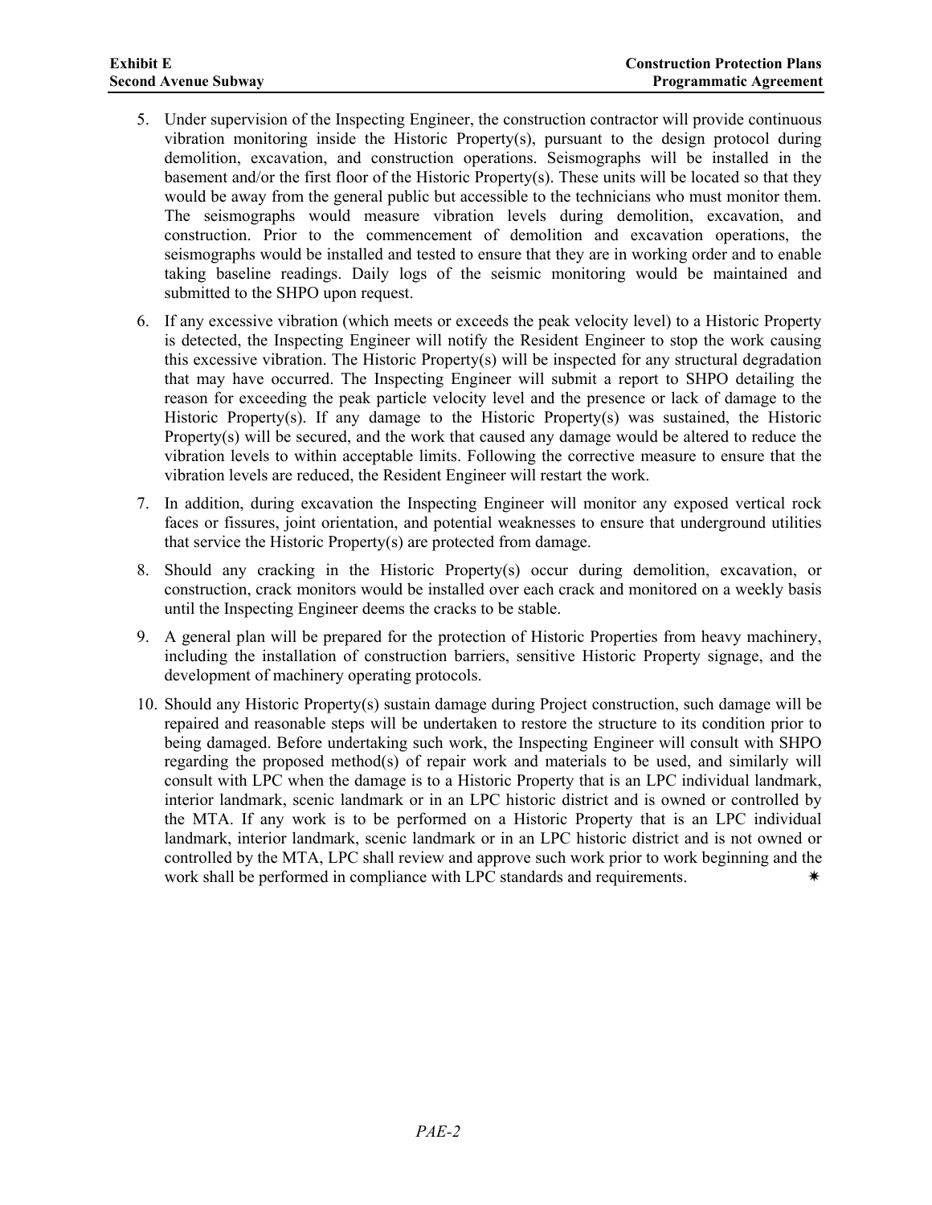5. Under supervision of the Inspecting Engineer, the construction contractor will provide continuous vibration monitoring inside the Historic Property(s), pursuant to the design protocol during demolition, excavation, and construction operations. Seismographs will be installed in the basement and/or the first floor of the Historic Property(s). These units will be located so that they would be away from the general public but accessible to the technicians who must monitor them. The seismographs would measure vibration levels during demolition, excavation, and construction. Prior to the commencement of demolition and excavation operations, the seismographs would be installed and tested to ensure that they are in working order and to enable taking baseline readings. Daily logs of the seismic monitoring would be maintained and submitted to the SHPO upon request.

6. If any excessive vibration (which meets or exceeds the peak velocity level) to a Historic Property is detected, the Inspecting Engineer will notify the Resident Engineer to stop the work causing this excessive vibration. The Historic Property(s) will be inspected for any structural degradation that may have occurred. The Inspecting Engineer will submit a report to SHPO detailing the reason for exceeding the peak particle velocity level and the presence or lack of damage to the Historic Property(s). If any damage to the Historic Property(s) was sustained, the Historic Property(s) will be secured, and the work that caused any damage would be altered to reduce the vibration levels to within acceptable limits. Following the corrective measure to ensure that the vibration levels are reduced, the Resident Engineer will restart the work.

7. In addition, during excavation the Inspecting Engineer will monitor any exposed vertical rock faces or fissures, joint orientation, and potential weaknesses to ensure that underground utilities that service the Historic Property(s) are protected from damage.

8. Should any cracking in the Historic Property(s) occur during demolition, excavation, or construction, crack monitors would be installed over each crack and monitored on a weekly basis until the Inspecting Engineer deems the cracks to be stable.

9. A general plan will be prepared for the protection of Historic Properties from heavy machinery, including the installation of construction barriers, sensitive Historic Property signage, and the development of machinery operating protocols.

10. Should any Historic Property(s) sustain damage during Project construction, such damage will be repaired and reasonable steps will be undertaken to restore the structure to its condition prior to being damaged. Before undertaking such work, the Inspecting Engineer will consult with SHPO regarding the proposed method(s) of repair work and materials to be used, and similarly will consult with LPC when the damage is to a Historic Property that is an LPC individual landmark, interior landmark, scenic landmark or in an LPC historic district and is owned or controlled by the MTA. If any work is to be performed on a Historic Property that is an LPC individual landmark, interior landmark, scenic landmark or in an LPC historic district and is not owned or controlled by the MTA, LPC shall review and approve such work prior to work beginning and the work shall be performed in compliance with LPC standards and requirements. ✷